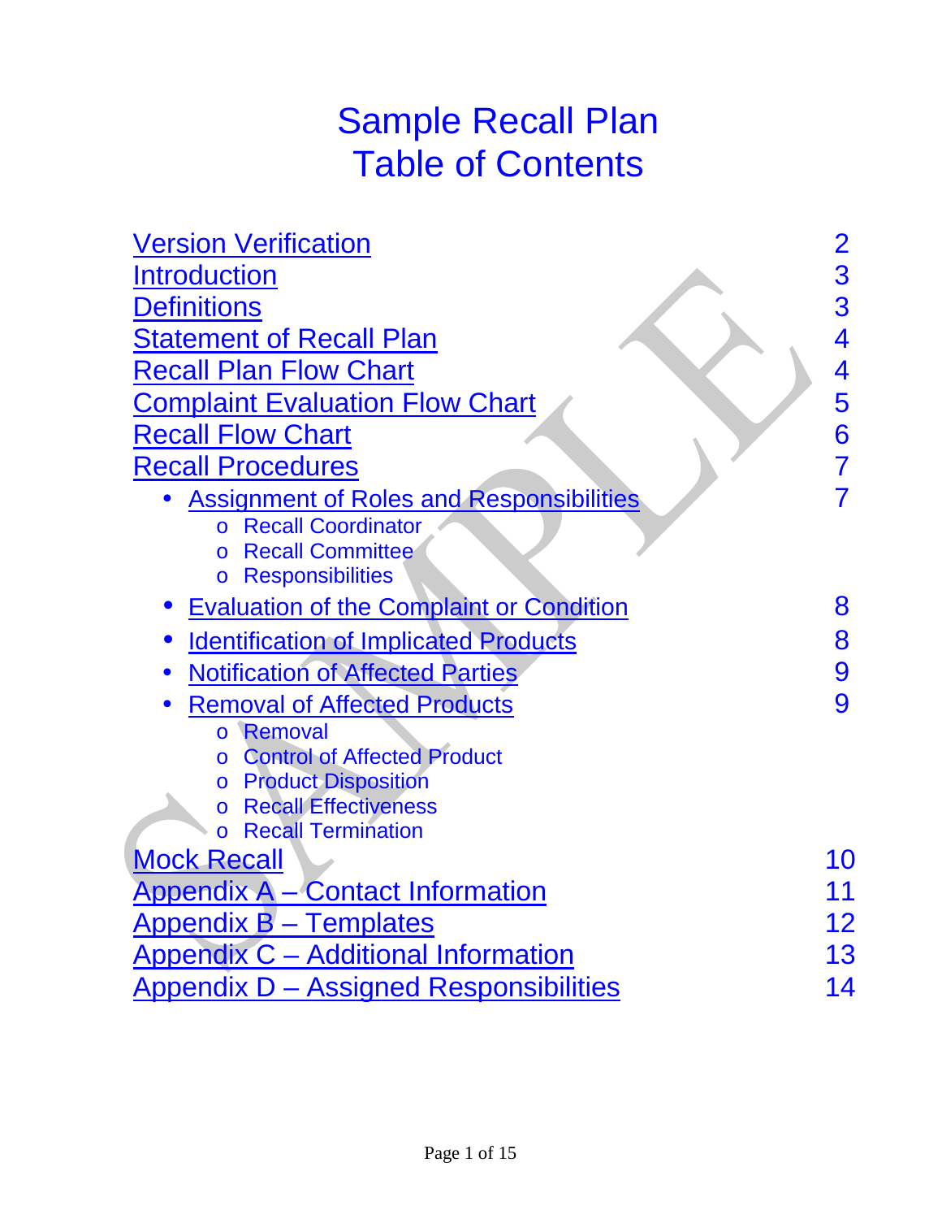# Sample Recall Plan
# Table of Contents

| | |
|---|---|
| Version Verification | 2 |
| Introduction | 3 |
| Definitions | 3 |
| Statement of Recall Plan | 4 |
| Recall Plan Flow Chart | 4 |
| Complaint Evaluation Flow Chart | 5 |
| Recall Flow Chart | 6 |
| Recall Procedures | 7 |
| • Assignment of Roles and Responsibilities<br>o Recall Coordinator<br>o Recall Committee<br>o Responsibilities | 7 |
| • Evaluation of the Complaint or Condition | 8 |
| • Identification of Implicated Products | 8 |
| • Notification of Affected Parties | 9 |
| • Removal of Affected Products<br>o Removal<br>o Control of Affected Product<br>o Product Disposition<br>o Recall Effectiveness<br>o Recall Termination | 9 |
| Mock Recall | 10 |
| Appendix A – Contact Information | 11 |
| Appendix B – Templates | 12 |
| Appendix C – Additional Information | 13 |
| Appendix D – Assigned Responsibilities | 14 |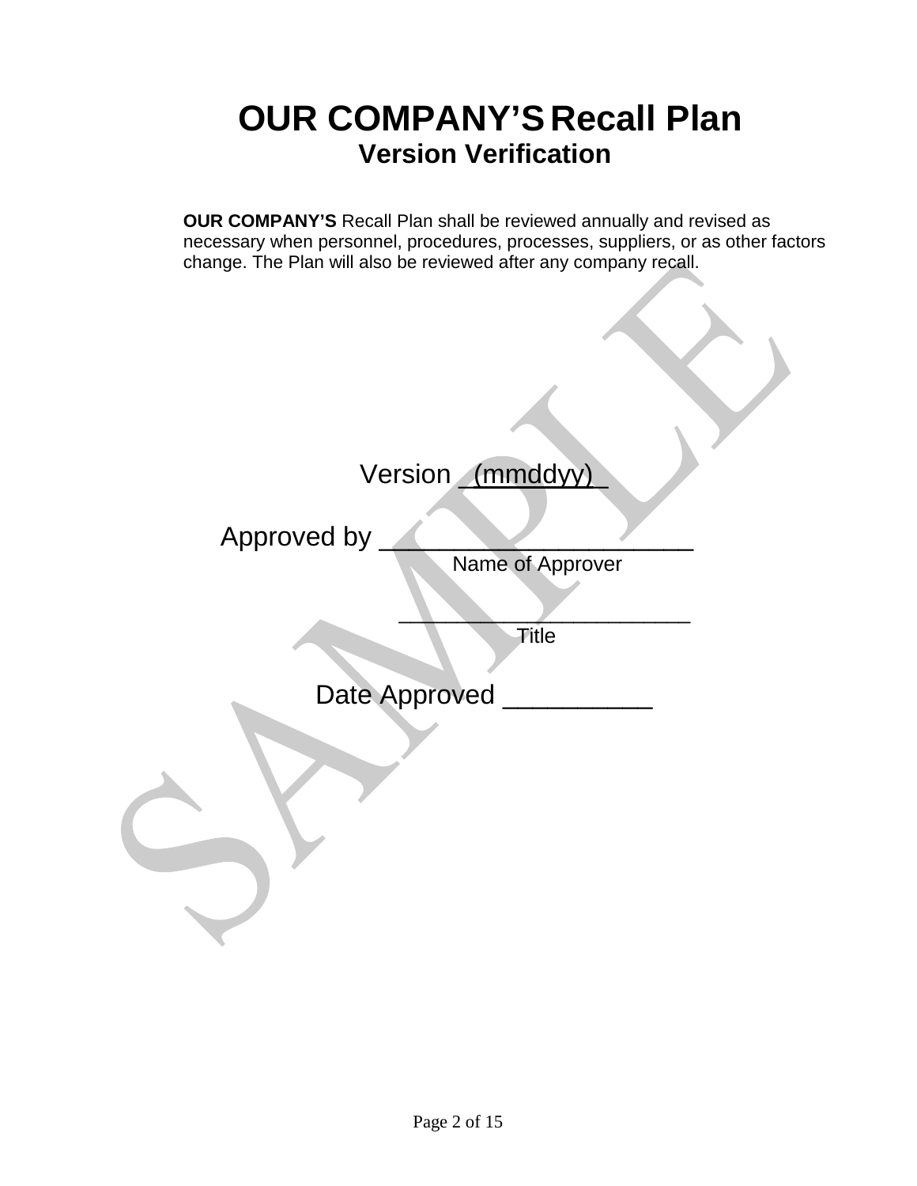# OUR COMPANY'S Recall Plan
## Version Verification

**OUR COMPANY'S** Recall Plan shall be reviewed annually and revised as necessary when personnel, procedures, processes, suppliers, or as other factors change. The Plan will also be reviewed after any company recall.

Version _(mmddyy)_

Approved by ____________________
Name of Approver

____________________
Title

Date Approved __________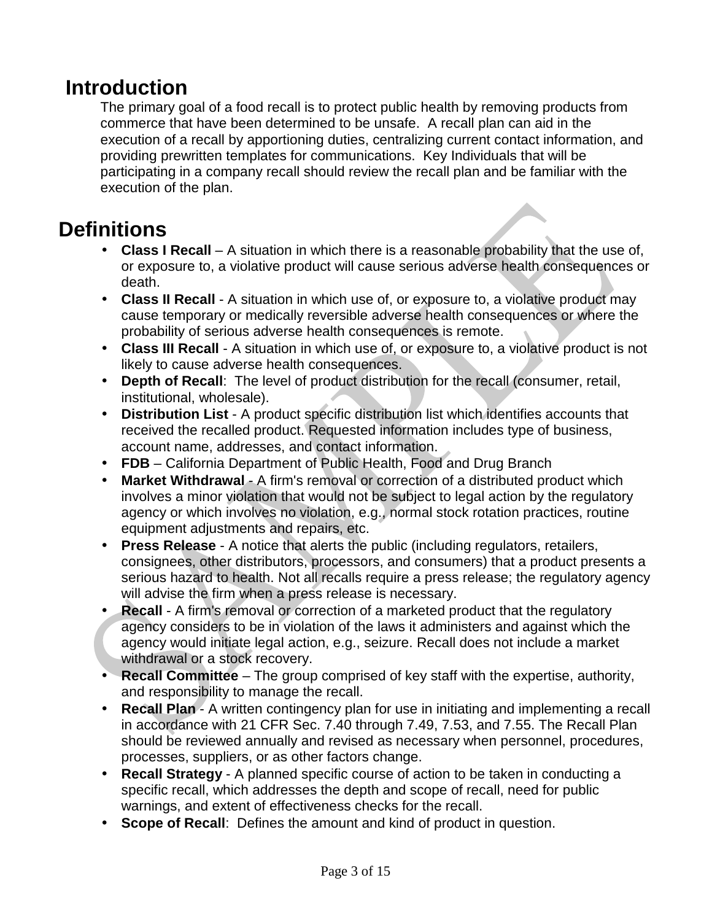# Introduction

The primary goal of a food recall is to protect public health by removing products from commerce that have been determined to be unsafe. A recall plan can aid in the execution of a recall by apportioning duties, centralizing current contact information, and providing prewritten templates for communications. Key Individuals that will be participating in a company recall should review the recall plan and be familiar with the execution of the plan.

# Definitions

- **Class I Recall** – A situation in which there is a reasonable probability that the use of, or exposure to, a violative product will cause serious adverse health consequences or death.
- **Class II Recall** - A situation in which use of, or exposure to, a violative product may cause temporary or medically reversible adverse health consequences or where the probability of serious adverse health consequences is remote.
- **Class III Recall** - A situation in which use of, or exposure to, a violative product is not likely to cause adverse health consequences.
- **Depth of Recall**: The level of product distribution for the recall (consumer, retail, institutional, wholesale).
- **Distribution List** - A product specific distribution list which identifies accounts that received the recalled product. Requested information includes type of business, account name, addresses, and contact information.
- **FDB** – California Department of Public Health, Food and Drug Branch
- **Market Withdrawal** - A firm's removal or correction of a distributed product which involves a minor violation that would not be subject to legal action by the regulatory agency or which involves no violation, e.g., normal stock rotation practices, routine equipment adjustments and repairs, etc.
- **Press Release** - A notice that alerts the public (including regulators, retailers, consignees, other distributors, processors, and consumers) that a product presents a serious hazard to health. Not all recalls require a press release; the regulatory agency will advise the firm when a press release is necessary.
- **Recall** - A firm's removal or correction of a marketed product that the regulatory agency considers to be in violation of the laws it administers and against which the agency would initiate legal action, e.g., seizure. Recall does not include a market withdrawal or a stock recovery.
- **Recall Committee** – The group comprised of key staff with the expertise, authority, and responsibility to manage the recall.
- **Recall Plan** - A written contingency plan for use in initiating and implementing a recall in accordance with 21 CFR Sec. 7.40 through 7.49, 7.53, and 7.55. The Recall Plan should be reviewed annually and revised as necessary when personnel, procedures, processes, suppliers, or as other factors change.
- **Recall Strategy** - A planned specific course of action to be taken in conducting a specific recall, which addresses the depth and scope of recall, need for public warnings, and extent of effectiveness checks for the recall.
- **Scope of Recall**: Defines the amount and kind of product in question.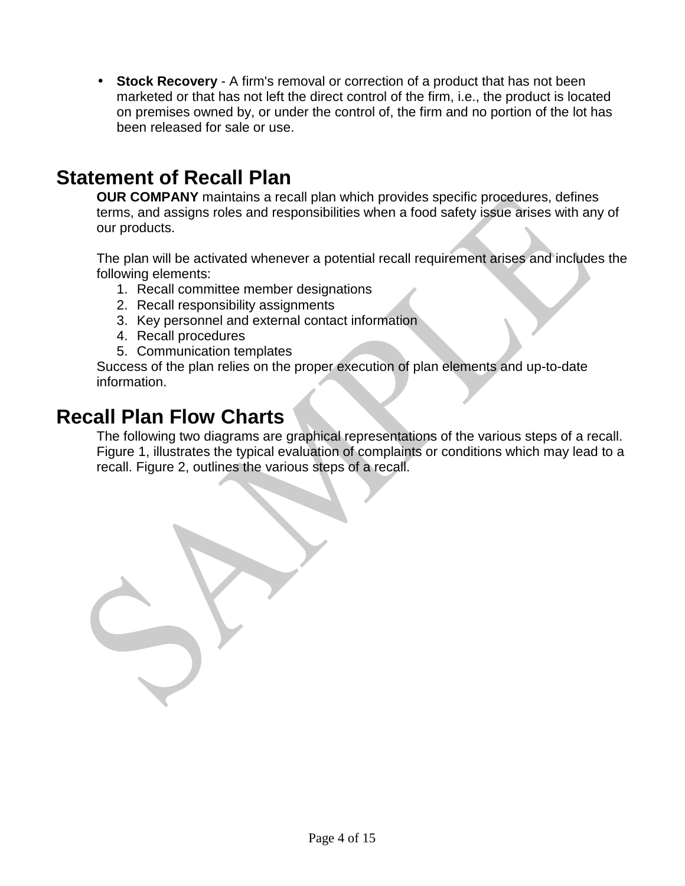- **Stock Recovery** - A firm's removal or correction of a product that has not been marketed or that has not left the direct control of the firm, i.e., the product is located on premises owned by, or under the control of, the firm and no portion of the lot has been released for sale or use.

## Statement of Recall Plan

**OUR COMPANY** maintains a recall plan which provides specific procedures, defines terms, and assigns roles and responsibilities when a food safety issue arises with any of our products.

The plan will be activated whenever a potential recall requirement arises and includes the following elements:

1. Recall committee member designations
2. Recall responsibility assignments
3. Key personnel and external contact information
4. Recall procedures
5. Communication templates

Success of the plan relies on the proper execution of plan elements and up-to-date information.

## Recall Plan Flow Charts

The following two diagrams are graphical representations of the various steps of a recall. Figure 1, illustrates the typical evaluation of complaints or conditions which may lead to a recall. Figure 2, outlines the various steps of a recall.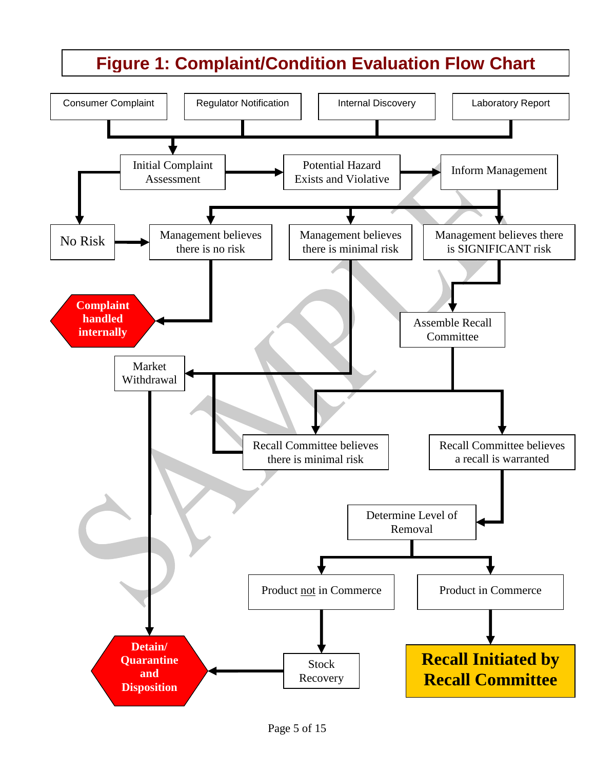# Figure 1: Complaint/Condition Evaluation Flow Chart

Consumer Complaint

Regulator Notification

Internal Discovery

Laboratory Report

Initial Complaint Assessment

Potential Hazard Exists and Violative

Inform Management

No Risk

Management believes there is no risk

Management believes there is minimal risk

Management believes there is SIGNIFICANT risk

**Complaint handled internally**

Assemble Recall Committee

Market Withdrawal

Recall Committee believes there is minimal risk

Recall Committee believes a recall is warranted

Determine Level of Removal

Product not in Commerce

Product in Commerce

**Detain/ Quarantine and Disposition**

Stock Recovery

**Recall Initiated by Recall Committee**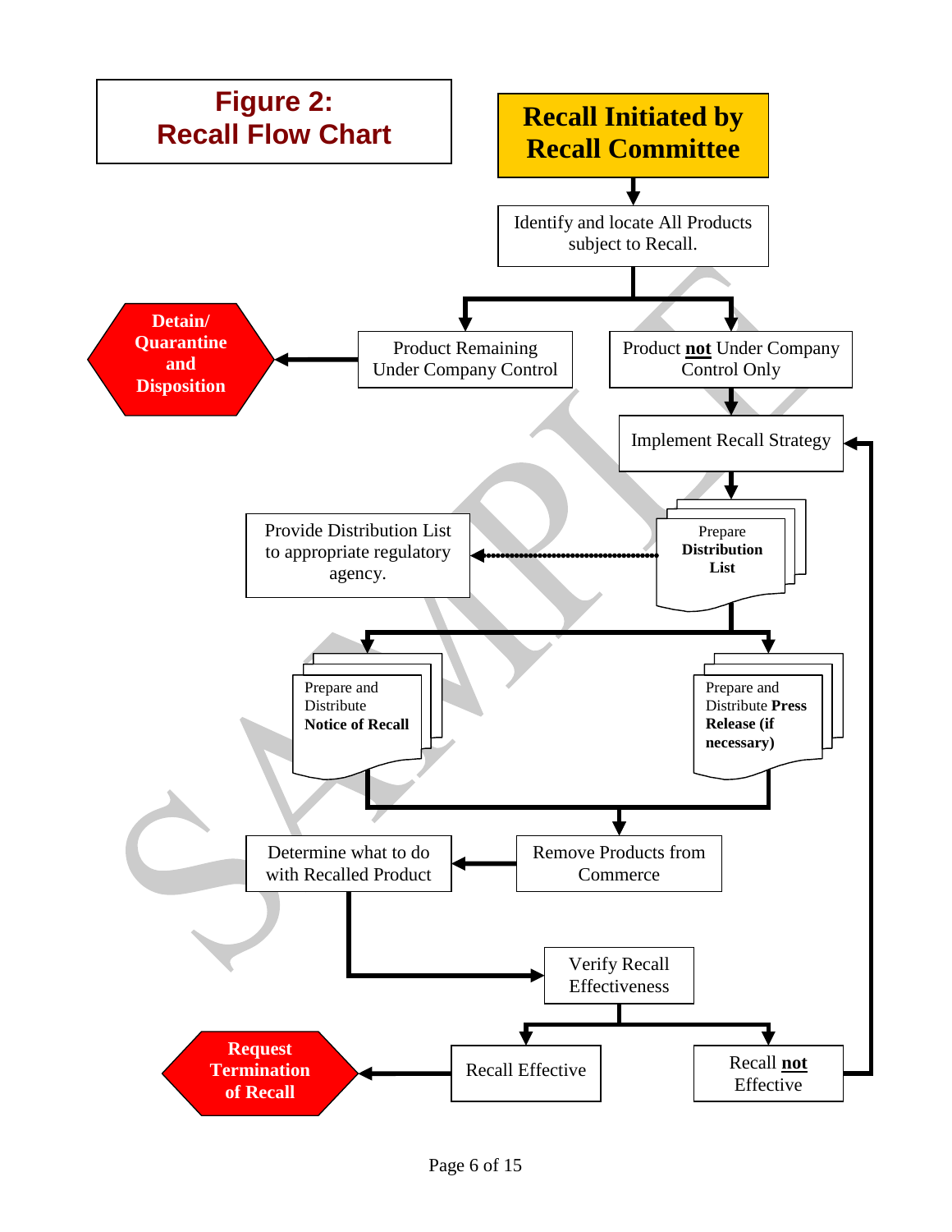# Figure 2: Recall Flow Chart

**Recall Initiated by Recall Committee**

Identify and locate All Products subject to Recall.

- Product Remaining Under Company Control → **Detain/ Quarantine and Disposition**
- Product **not** Under Company Control Only → Implement Recall Strategy

Implement Recall Strategy → Prepare **Distribution List** → Provide Distribution List to appropriate regulatory agency.

Prepare **Distribution List** →

- Prepare and Distribute **Notice of Recall**
- Prepare and Distribute **Press Release (if necessary)**

→ Remove Products from Commerce → Determine what to do with Recalled Product → Verify Recall Effectiveness

Verify Recall Effectiveness →

- Recall Effective → **Request Termination of Recall**
- Recall **not** Effective → Implement Recall Strategy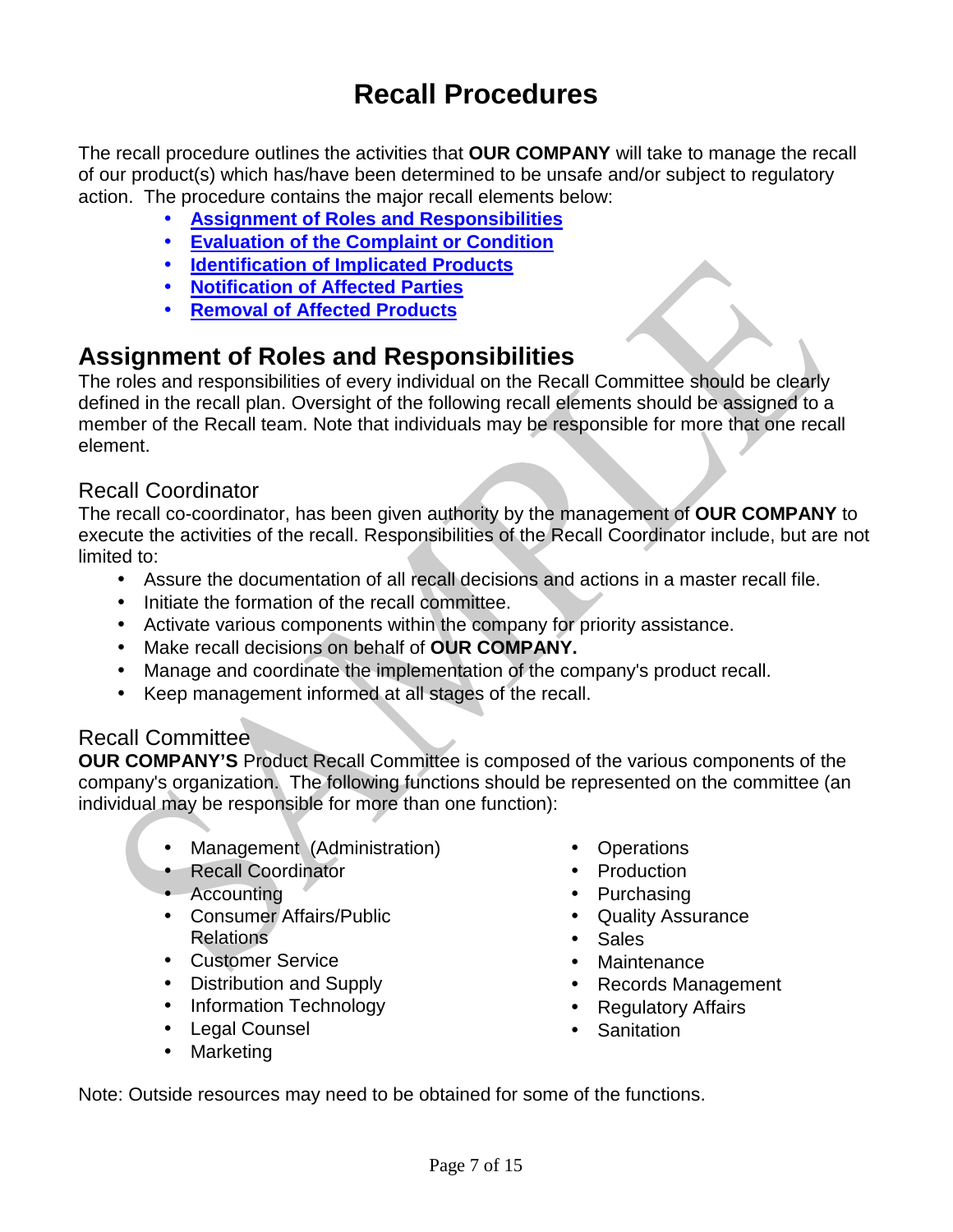# Recall Procedures

The recall procedure outlines the activities that **OUR COMPANY** will take to manage the recall of our product(s) which has/have been determined to be unsafe and/or subject to regulatory action. The procedure contains the major recall elements below:

- **Assignment of Roles and Responsibilities**
- **Evaluation of the Complaint or Condition**
- **Identification of Implicated Products**
- **Notification of Affected Parties**
- **Removal of Affected Products**

## Assignment of Roles and Responsibilities

The roles and responsibilities of every individual on the Recall Committee should be clearly defined in the recall plan. Oversight of the following recall elements should be assigned to a member of the Recall team. Note that individuals may be responsible for more that one recall element.

### Recall Coordinator

The recall co-coordinator, has been given authority by the management of **OUR COMPANY** to execute the activities of the recall. Responsibilities of the Recall Coordinator include, but are not limited to:

- Assure the documentation of all recall decisions and actions in a master recall file.
- Initiate the formation of the recall committee.
- Activate various components within the company for priority assistance.
- Make recall decisions on behalf of **OUR COMPANY.**
- Manage and coordinate the implementation of the company's product recall.
- Keep management informed at all stages of the recall.

### Recall Committee

**OUR COMPANY'S** Product Recall Committee is composed of the various components of the company's organization. The following functions should be represented on the committee (an individual may be responsible for more than one function):

- Management (Administration)
- Recall Coordinator
- Accounting
- Consumer Affairs/Public Relations
- Customer Service
- Distribution and Supply
- Information Technology
- Legal Counsel
- Marketing
- Operations
- Production
- Purchasing
- Quality Assurance
- Sales
- Maintenance
- Records Management
- Regulatory Affairs
- Sanitation

Note: Outside resources may need to be obtained for some of the functions.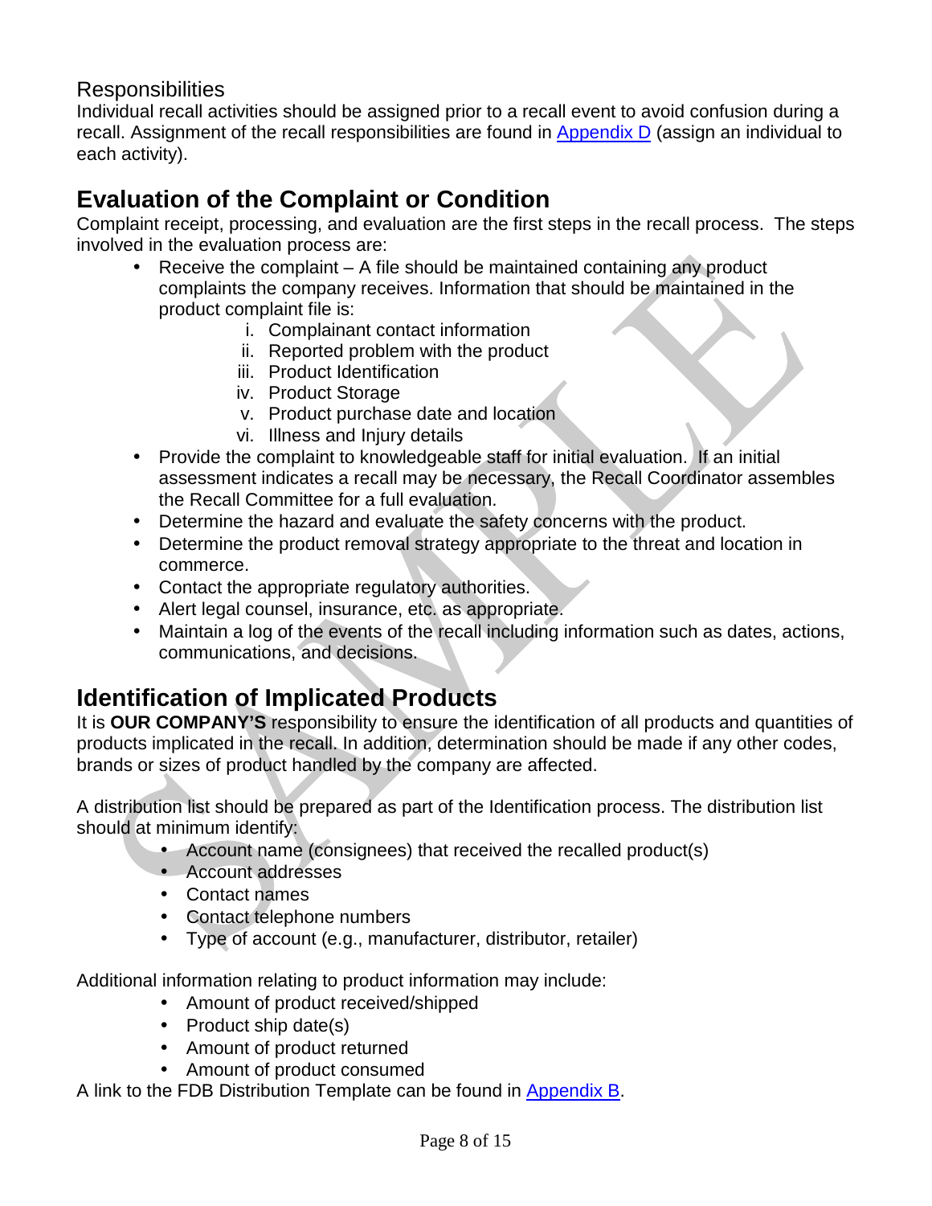### Responsibilities

Individual recall activities should be assigned prior to a recall event to avoid confusion during a recall. Assignment of the recall responsibilities are found in Appendix D (assign an individual to each activity).

## Evaluation of the Complaint or Condition

Complaint receipt, processing, and evaluation are the first steps in the recall process. The steps involved in the evaluation process are:

- Receive the complaint – A file should be maintained containing any product complaints the company receives. Information that should be maintained in the product complaint file is:
  1. Complainant contact information
  2. Reported problem with the product
  3. Product Identification
  4. Product Storage
  5. Product purchase date and location
  6. Illness and Injury details
- Provide the complaint to knowledgeable staff for initial evaluation. If an initial assessment indicates a recall may be necessary, the Recall Coordinator assembles the Recall Committee for a full evaluation.
- Determine the hazard and evaluate the safety concerns with the product.
- Determine the product removal strategy appropriate to the threat and location in commerce.
- Contact the appropriate regulatory authorities.
- Alert legal counsel, insurance, etc. as appropriate.
- Maintain a log of the events of the recall including information such as dates, actions, communications, and decisions.

## Identification of Implicated Products

It is **OUR COMPANY'S** responsibility to ensure the identification of all products and quantities of products implicated in the recall. In addition, determination should be made if any other codes, brands or sizes of product handled by the company are affected.

A distribution list should be prepared as part of the Identification process. The distribution list should at minimum identify:

- Account name (consignees) that received the recalled product(s)
- Account addresses
- Contact names
- Contact telephone numbers
- Type of account (e.g., manufacturer, distributor, retailer)

Additional information relating to product information may include:

- Amount of product received/shipped
- Product ship date(s)
- Amount of product returned
- Amount of product consumed

A link to the FDB Distribution Template can be found in Appendix B.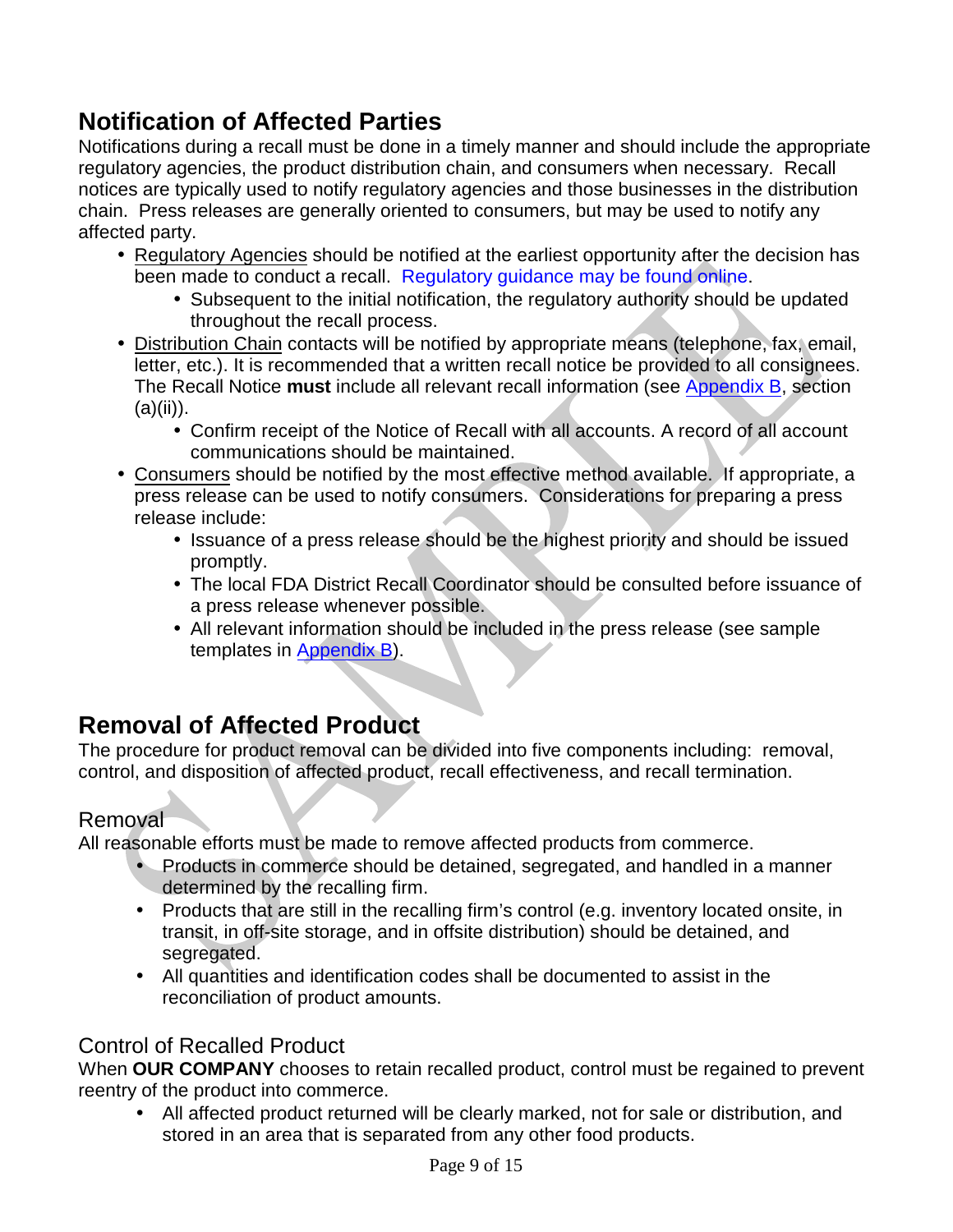## Notification of Affected Parties

Notifications during a recall must be done in a timely manner and should include the appropriate regulatory agencies, the product distribution chain, and consumers when necessary. Recall notices are typically used to notify regulatory agencies and those businesses in the distribution chain. Press releases are generally oriented to consumers, but may be used to notify any affected party.

- Regulatory Agencies should be notified at the earliest opportunity after the decision has been made to conduct a recall. Regulatory guidance may be found online.
  - Subsequent to the initial notification, the regulatory authority should be updated throughout the recall process.
- Distribution Chain contacts will be notified by appropriate means (telephone, fax, email, letter, etc.). It is recommended that a written recall notice be provided to all consignees. The Recall Notice **must** include all relevant recall information (see Appendix B, section (a)(ii)).
  - Confirm receipt of the Notice of Recall with all accounts. A record of all account communications should be maintained.
- Consumers should be notified by the most effective method available. If appropriate, a press release can be used to notify consumers. Considerations for preparing a press release include:
  - Issuance of a press release should be the highest priority and should be issued promptly.
  - The local FDA District Recall Coordinator should be consulted before issuance of a press release whenever possible.
  - All relevant information should be included in the press release (see sample templates in Appendix B).

## Removal of Affected Product

The procedure for product removal can be divided into five components including: removal, control, and disposition of affected product, recall effectiveness, and recall termination.

### Removal

All reasonable efforts must be made to remove affected products from commerce.

- Products in commerce should be detained, segregated, and handled in a manner determined by the recalling firm.
- Products that are still in the recalling firm's control (e.g. inventory located onsite, in transit, in off-site storage, and in offsite distribution) should be detained, and segregated.
- All quantities and identification codes shall be documented to assist in the reconciliation of product amounts.

### Control of Recalled Product

When **OUR COMPANY** chooses to retain recalled product, control must be regained to prevent reentry of the product into commerce.

- All affected product returned will be clearly marked, not for sale or distribution, and stored in an area that is separated from any other food products.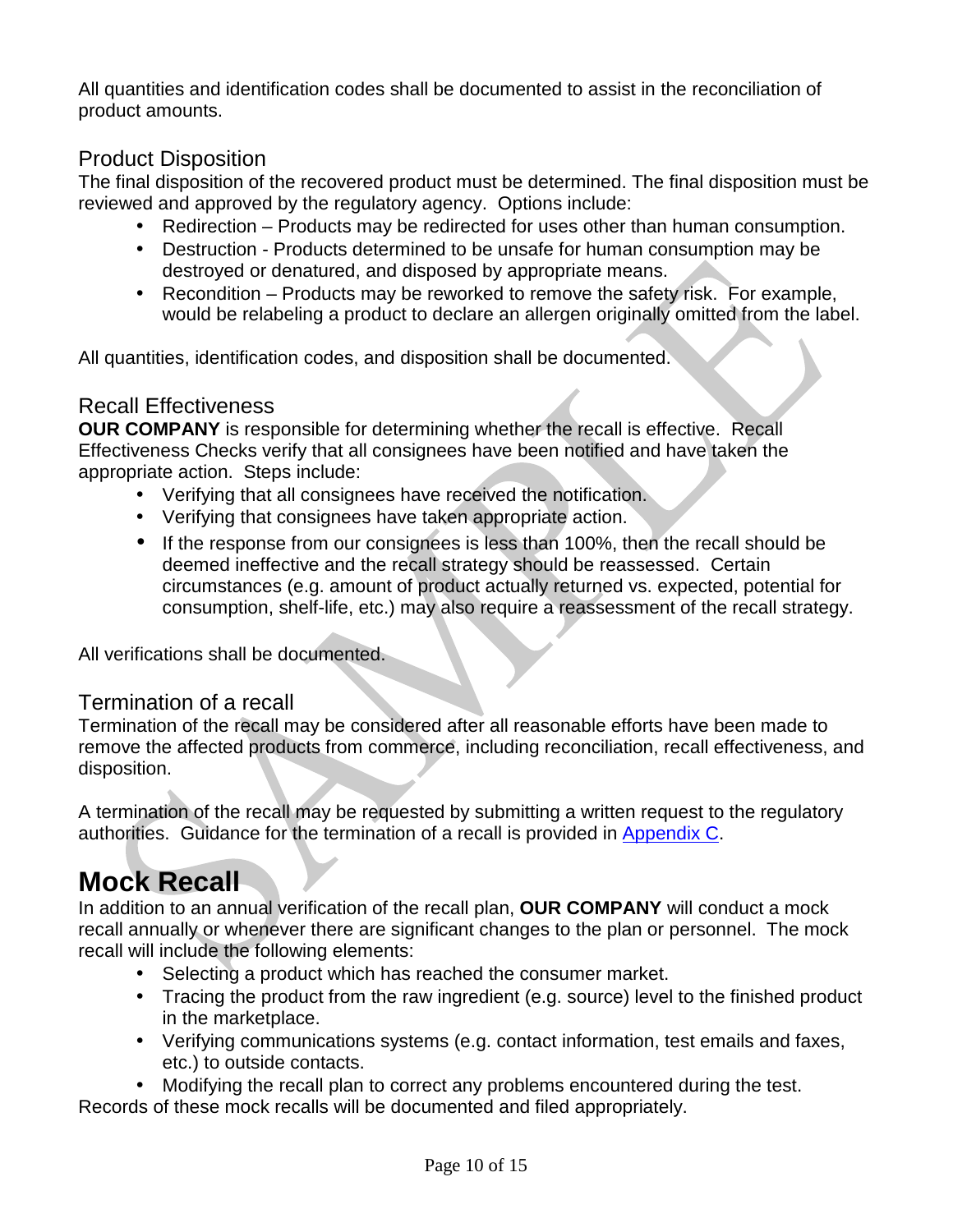All quantities and identification codes shall be documented to assist in the reconciliation of product amounts.

## Product Disposition

The final disposition of the recovered product must be determined. The final disposition must be reviewed and approved by the regulatory agency. Options include:

- Redirection – Products may be redirected for uses other than human consumption.
- Destruction - Products determined to be unsafe for human consumption may be destroyed or denatured, and disposed by appropriate means.
- Recondition – Products may be reworked to remove the safety risk. For example, would be relabeling a product to declare an allergen originally omitted from the label.

All quantities, identification codes, and disposition shall be documented.

## Recall Effectiveness

**OUR COMPANY** is responsible for determining whether the recall is effective. Recall Effectiveness Checks verify that all consignees have been notified and have taken the appropriate action. Steps include:

- Verifying that all consignees have received the notification.
- Verifying that consignees have taken appropriate action.
- If the response from our consignees is less than 100%, then the recall should be deemed ineffective and the recall strategy should be reassessed. Certain circumstances (e.g. amount of product actually returned vs. expected, potential for consumption, shelf-life, etc.) may also require a reassessment of the recall strategy.

All verifications shall be documented.

## Termination of a recall

Termination of the recall may be considered after all reasonable efforts have been made to remove the affected products from commerce, including reconciliation, recall effectiveness, and disposition.

A termination of the recall may be requested by submitting a written request to the regulatory authorities. Guidance for the termination of a recall is provided in Appendix C.

# Mock Recall

In addition to an annual verification of the recall plan, **OUR COMPANY** will conduct a mock recall annually or whenever there are significant changes to the plan or personnel. The mock recall will include the following elements:

- Selecting a product which has reached the consumer market.
- Tracing the product from the raw ingredient (e.g. source) level to the finished product in the marketplace.
- Verifying communications systems (e.g. contact information, test emails and faxes, etc.) to outside contacts.
- Modifying the recall plan to correct any problems encountered during the test.

Records of these mock recalls will be documented and filed appropriately.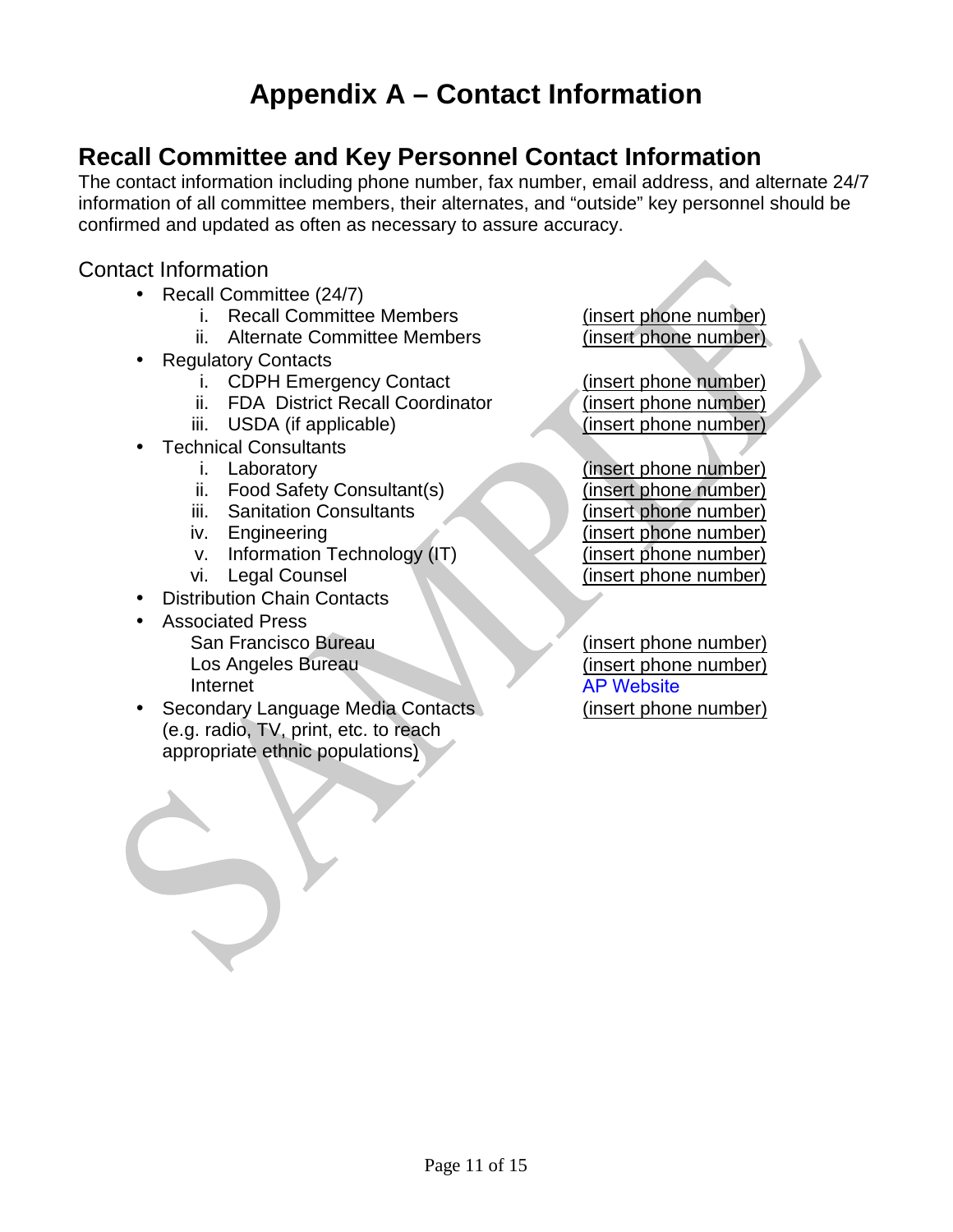# Appendix A – Contact Information

## Recall Committee and Key Personnel Contact Information

The contact information including phone number, fax number, email address, and alternate 24/7 information of all committee members, their alternates, and "outside" key personnel should be confirmed and updated as often as necessary to assure accuracy.

### Contact Information

- Recall Committee (24/7)
  1. Recall Committee Members — (insert phone number)
  2. Alternate Committee Members — (insert phone number)
- Regulatory Contacts
  1. CDPH Emergency Contact — (insert phone number)
  2. FDA District Recall Coordinator — (insert phone number)
  3. USDA (if applicable) — (insert phone number)
- Technical Consultants
  1. Laboratory — (insert phone number)
  2. Food Safety Consultant(s) — (insert phone number)
  3. Sanitation Consultants — (insert phone number)
  4. Engineering — (insert phone number)
  5. Information Technology (IT) — (insert phone number)
  6. Legal Counsel — (insert phone number)
- Distribution Chain Contacts
- Associated Press
  - San Francisco Bureau — (insert phone number)
  - Los Angeles Bureau — (insert phone number)
  - Internet — AP Website
- Secondary Language Media Contacts (e.g. radio, TV, print, etc. to reach appropriate ethnic populations) — (insert phone number)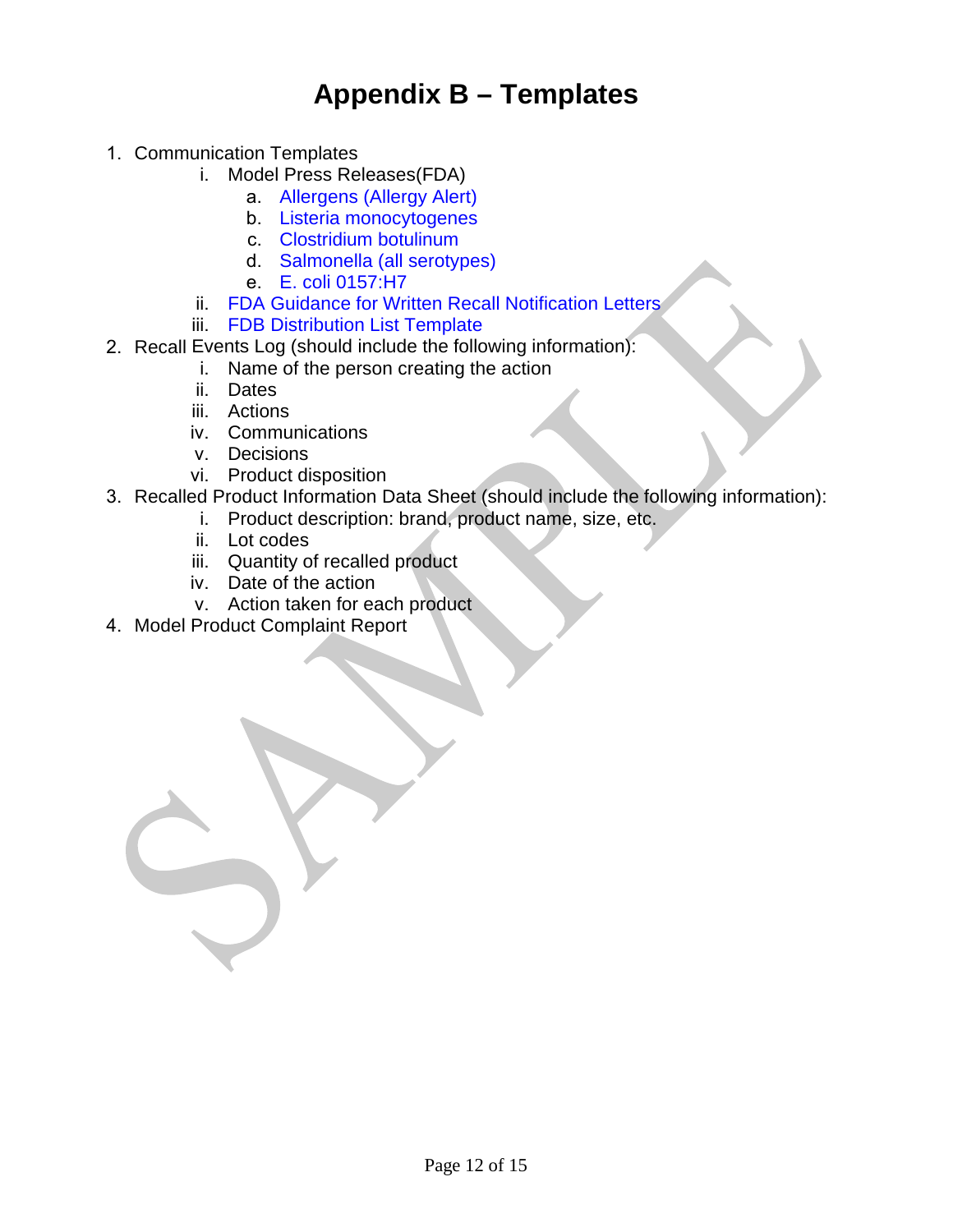# Appendix B – Templates

1. Communication Templates
   i. Model Press Releases(FDA)
      a. Allergens (Allergy Alert)
      b. Listeria monocytogenes
      c. Clostridium botulinum
      d. Salmonella (all serotypes)
      e. E. coli 0157:H7
   ii. FDA Guidance for Written Recall Notification Letters
   iii. FDB Distribution List Template
2. Recall Events Log (should include the following information):
   i. Name of the person creating the action
   ii. Dates
   iii. Actions
   iv. Communications
   v. Decisions
   vi. Product disposition
3. Recalled Product Information Data Sheet (should include the following information):
   i. Product description: brand, product name, size, etc.
   ii. Lot codes
   iii. Quantity of recalled product
   iv. Date of the action
   v. Action taken for each product
4. Model Product Complaint Report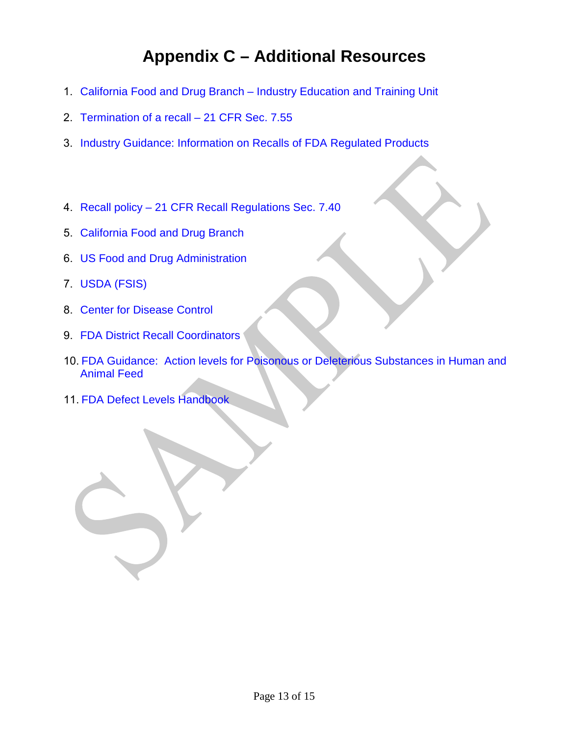# Appendix C – Additional Resources

1. California Food and Drug Branch – Industry Education and Training Unit
2. Termination of a recall – 21 CFR Sec. 7.55
3. Industry Guidance: Information on Recalls of FDA Regulated Products
4. Recall policy – 21 CFR Recall Regulations Sec. 7.40
5. California Food and Drug Branch
6. US Food and Drug Administration
7. USDA (FSIS)
8. Center for Disease Control
9. FDA District Recall Coordinators
10. FDA Guidance: Action levels for Poisonous or Deleterious Substances in Human and Animal Feed
11. FDA Defect Levels Handbook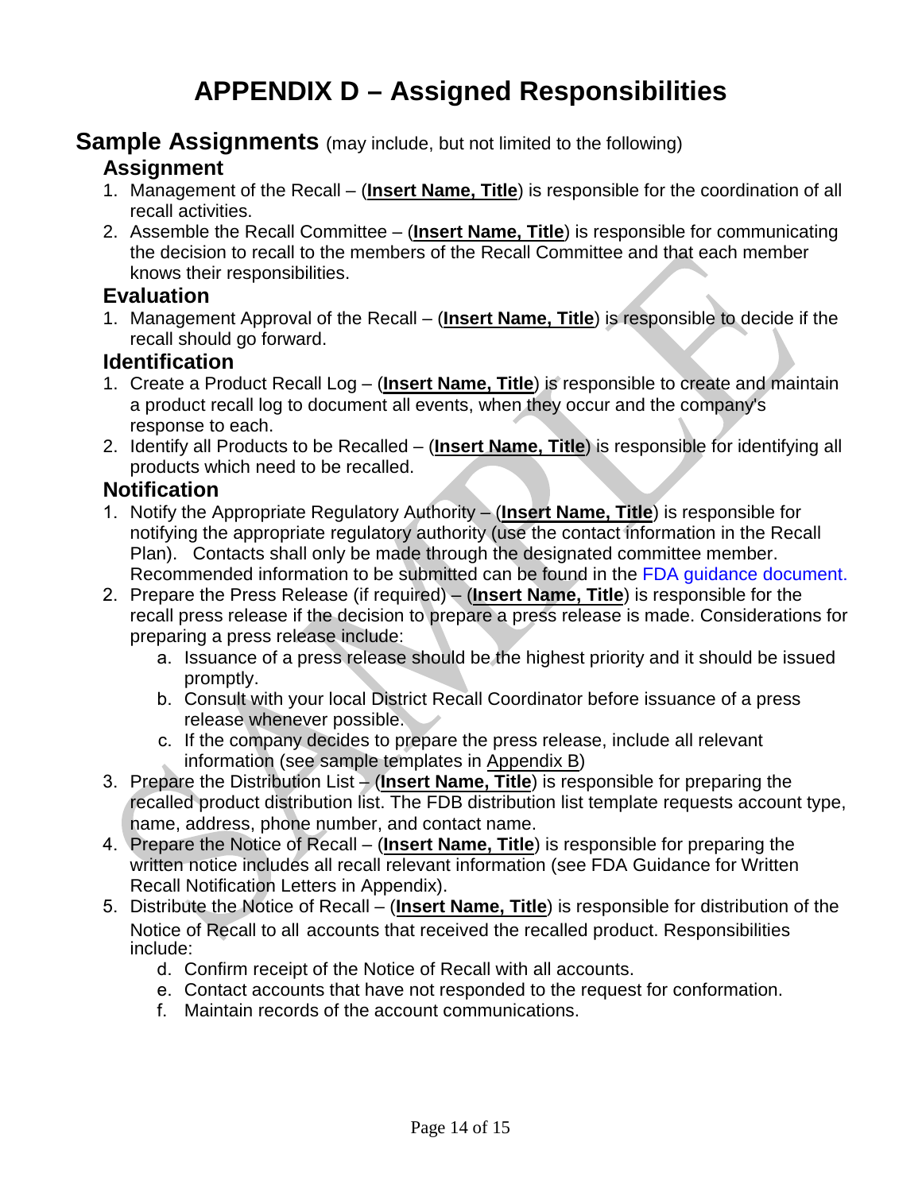# APPENDIX D – Assigned Responsibilities

## Sample Assignments (may include, but not limited to the following)

### Assignment

1. Management of the Recall – (**Insert Name, Title**) is responsible for the coordination of all recall activities.
2. Assemble the Recall Committee – (**Insert Name, Title**) is responsible for communicating the decision to recall to the members of the Recall Committee and that each member knows their responsibilities.

### Evaluation

1. Management Approval of the Recall – (**Insert Name, Title**) is responsible to decide if the recall should go forward.

### Identification

1. Create a Product Recall Log – (**Insert Name, Title**) is responsible to create and maintain a product recall log to document all events, when they occur and the company's response to each.
2. Identify all Products to be Recalled – (**Insert Name, Title**) is responsible for identifying all products which need to be recalled.

### Notification

1. Notify the Appropriate Regulatory Authority – (**Insert Name, Title**) is responsible for notifying the appropriate regulatory authority (use the contact information in the Recall Plan). Contacts shall only be made through the designated committee member. Recommended information to be submitted can be found in the FDA guidance document.
2. Prepare the Press Release (if required) – (**Insert Name, Title**) is responsible for the recall press release if the decision to prepare a press release is made. Considerations for preparing a press release include:
   a. Issuance of a press release should be the highest priority and it should be issued promptly.
   b. Consult with your local District Recall Coordinator before issuance of a press release whenever possible.
   c. If the company decides to prepare the press release, include all relevant information (see sample templates in Appendix B)
3. Prepare the Distribution List – (**Insert Name, Title**) is responsible for preparing the recalled product distribution list. The FDB distribution list template requests account type, name, address, phone number, and contact name.
4. Prepare the Notice of Recall – (**Insert Name, Title**) is responsible for preparing the written notice includes all recall relevant information (see FDA Guidance for Written Recall Notification Letters in Appendix).
5. Distribute the Notice of Recall – (**Insert Name, Title**) is responsible for distribution of the Notice of Recall to all accounts that received the recalled product. Responsibilities include:
   d. Confirm receipt of the Notice of Recall with all accounts.
   e. Contact accounts that have not responded to the request for conformation.
   f. Maintain records of the account communications.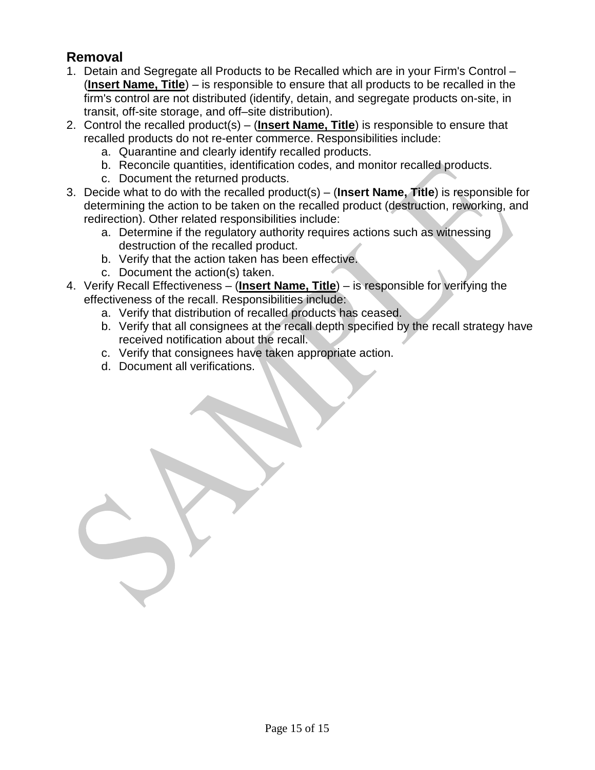## Removal

1. Detain and Segregate all Products to be Recalled which are in your Firm's Control – (**Insert Name, Title**) – is responsible to ensure that all products to be recalled in the firm's control are not distributed (identify, detain, and segregate products on-site, in transit, off-site storage, and off–site distribution).
2. Control the recalled product(s) – (**Insert Name, Title**) is responsible to ensure that recalled products do not re-enter commerce. Responsibilities include:
   a. Quarantine and clearly identify recalled products.
   b. Reconcile quantities, identification codes, and monitor recalled products.
   c. Document the returned products.
3. Decide what to do with the recalled product(s) – (**Insert Name, Title**) is responsible for determining the action to be taken on the recalled product (destruction, reworking, and redirection). Other related responsibilities include:
   a. Determine if the regulatory authority requires actions such as witnessing destruction of the recalled product.
   b. Verify that the action taken has been effective.
   c. Document the action(s) taken.
4. Verify Recall Effectiveness – (**Insert Name, Title**) – is responsible for verifying the effectiveness of the recall. Responsibilities include:
   a. Verify that distribution of recalled products has ceased.
   b. Verify that all consignees at the recall depth specified by the recall strategy have received notification about the recall.
   c. Verify that consignees have taken appropriate action.
   d. Document all verifications.